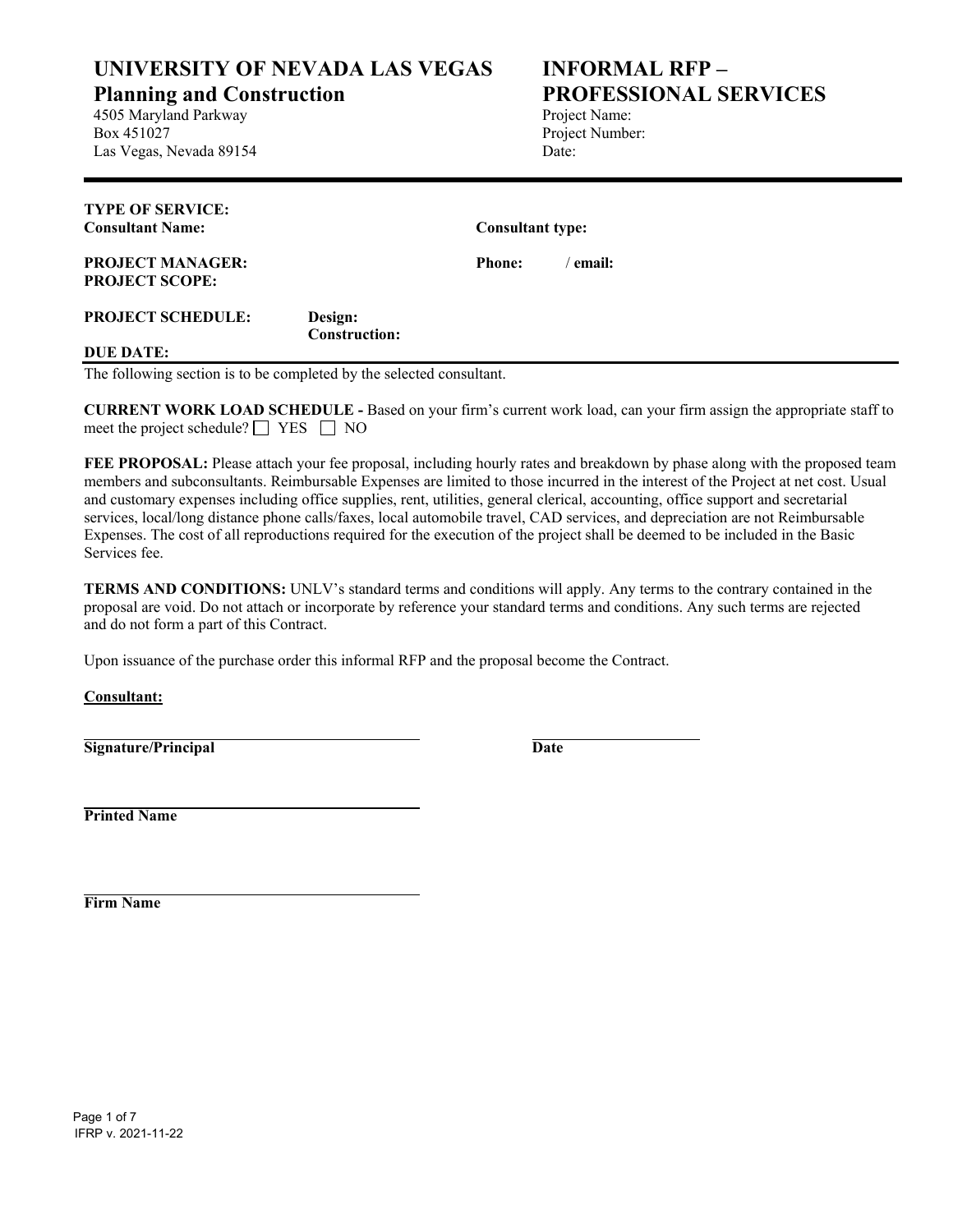# UNIVERSITY OF NEVADA LAS VEGAS
## Planning and Construction

4505 Maryland Parkway
Box 451027
Las Vegas, Nevada 89154

# INFORMAL RFP – PROFESSIONAL SERVICES

Project Name:
Project Number:
Date:

---

**TYPE OF SERVICE:**
**Consultant Name:** **Consultant type:**

**PROJECT MANAGER:** **Phone:** / **email:**
**PROJECT SCOPE:**

**PROJECT SCHEDULE:** **Design:**
**Construction:**

**DUE DATE:**

---

The following section is to be completed by the selected consultant.

**CURRENT WORK LOAD SCHEDULE -** Based on your firm's current work load, can your firm assign the appropriate staff to meet the project schedule? ☐ YES ☐ NO

**FEE PROPOSAL:** Please attach your fee proposal, including hourly rates and breakdown by phase along with the proposed team members and subconsultants. Reimbursable Expenses are limited to those incurred in the interest of the Project at net cost. Usual and customary expenses including office supplies, rent, utilities, general clerical, accounting, office support and secretarial services, local/long distance phone calls/faxes, local automobile travel, CAD services, and depreciation are not Reimbursable Expenses. The cost of all reproductions required for the execution of the project shall be deemed to be included in the Basic Services fee.

**TERMS AND CONDITIONS:** UNLV's standard terms and conditions will apply. Any terms to the contrary contained in the proposal are void. Do not attach or incorporate by reference your standard terms and conditions. Any such terms are rejected and do not form a part of this Contract.

Upon issuance of the purchase order this informal RFP and the proposal become the Contract.

**Consultant:**

\_\_\_\_\_\_\_\_\_\_\_\_\_\_\_\_\_\_\_\_\_\_\_\_\_\_\_\_\_\_\_\_\_\_\_\_\_\_\_\_ \_\_\_\_\_\_\_\_\_\_\_\_\_\_\_\_\_\_\_\_
**Signature/Principal** **Date**

\_\_\_\_\_\_\_\_\_\_\_\_\_\_\_\_\_\_\_\_\_\_\_\_\_\_\_\_\_\_\_\_\_\_\_\_\_\_\_\_
**Printed Name**

\_\_\_\_\_\_\_\_\_\_\_\_\_\_\_\_\_\_\_\_\_\_\_\_\_\_\_\_\_\_\_\_\_\_\_\_\_\_\_\_
**Firm Name**

IFRP v. 2021-11-22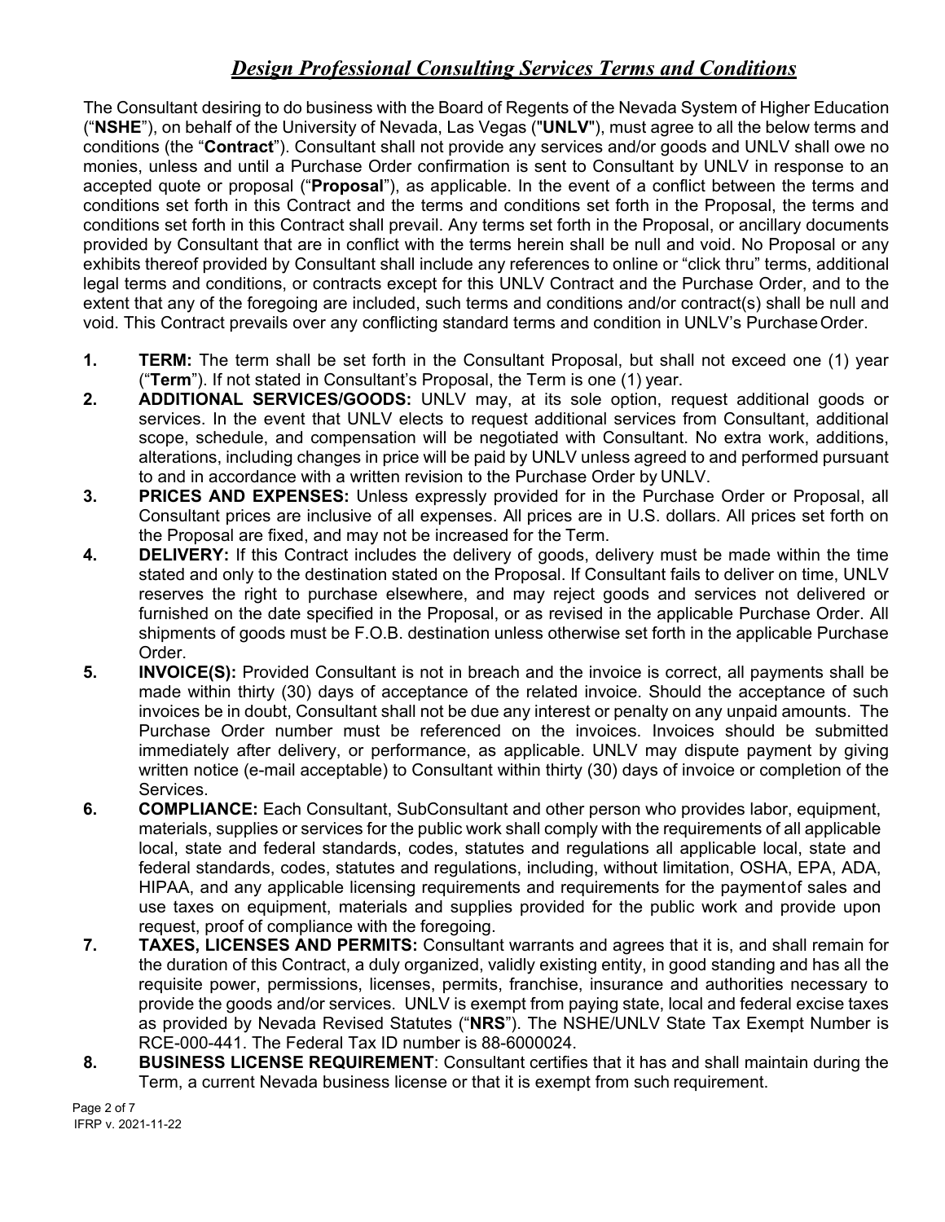# ***Design Professional Consulting Services Terms and Conditions***

The Consultant desiring to do business with the Board of Regents of the Nevada System of Higher Education ("**NSHE**"), on behalf of the University of Nevada, Las Vegas ("**UNLV**"), must agree to all the below terms and conditions (the "**Contract**"). Consultant shall not provide any services and/or goods and UNLV shall owe no monies, unless and until a Purchase Order confirmation is sent to Consultant by UNLV in response to an accepted quote or proposal ("**Proposal**"), as applicable. In the event of a conflict between the terms and conditions set forth in this Contract and the terms and conditions set forth in the Proposal, the terms and conditions set forth in this Contract shall prevail. Any terms set forth in the Proposal, or ancillary documents provided by Consultant that are in conflict with the terms herein shall be null and void. No Proposal or any exhibits thereof provided by Consultant shall include any references to online or "click thru" terms, additional legal terms and conditions, or contracts except for this UNLV Contract and the Purchase Order, and to the extent that any of the foregoing are included, such terms and conditions and/or contract(s) shall be null and void. This Contract prevails over any conflicting standard terms and condition in UNLV's Purchase Order.

1. **TERM:** The term shall be set forth in the Consultant Proposal, but shall not exceed one (1) year ("**Term**"). If not stated in Consultant's Proposal, the Term is one (1) year.
2. **ADDITIONAL SERVICES/GOODS:** UNLV may, at its sole option, request additional goods or services. In the event that UNLV elects to request additional services from Consultant, additional scope, schedule, and compensation will be negotiated with Consultant. No extra work, additions, alterations, including changes in price will be paid by UNLV unless agreed to and performed pursuant to and in accordance with a written revision to the Purchase Order by UNLV.
3. **PRICES AND EXPENSES:** Unless expressly provided for in the Purchase Order or Proposal, all Consultant prices are inclusive of all expenses. All prices are in U.S. dollars. All prices set forth on the Proposal are fixed, and may not be increased for the Term.
4. **DELIVERY:** If this Contract includes the delivery of goods, delivery must be made within the time stated and only to the destination stated on the Proposal. If Consultant fails to deliver on time, UNLV reserves the right to purchase elsewhere, and may reject goods and services not delivered or furnished on the date specified in the Proposal, or as revised in the applicable Purchase Order. All shipments of goods must be F.O.B. destination unless otherwise set forth in the applicable Purchase Order.
5. **INVOICE(S):** Provided Consultant is not in breach and the invoice is correct, all payments shall be made within thirty (30) days of acceptance of the related invoice. Should the acceptance of such invoices be in doubt, Consultant shall not be due any interest or penalty on any unpaid amounts. The Purchase Order number must be referenced on the invoices. Invoices should be submitted immediately after delivery, or performance, as applicable. UNLV may dispute payment by giving written notice (e-mail acceptable) to Consultant within thirty (30) days of invoice or completion of the Services.
6. **COMPLIANCE:** Each Consultant, SubConsultant and other person who provides labor, equipment, materials, supplies or services for the public work shall comply with the requirements of all applicable local, state and federal standards, codes, statutes and regulations all applicable local, state and federal standards, codes, statutes and regulations, including, without limitation, OSHA, EPA, ADA, HIPAA, and any applicable licensing requirements and requirements for the payment of sales and use taxes on equipment, materials and supplies provided for the public work and provide upon request, proof of compliance with the foregoing.
7. **TAXES, LICENSES AND PERMITS:** Consultant warrants and agrees that it is, and shall remain for the duration of this Contract, a duly organized, validly existing entity, in good standing and has all the requisite power, permissions, licenses, permits, franchise, insurance and authorities necessary to provide the goods and/or services. UNLV is exempt from paying state, local and federal excise taxes as provided by Nevada Revised Statutes ("**NRS**"). The NSHE/UNLV State Tax Exempt Number is RCE-000-441. The Federal Tax ID number is 88-6000024.
8. **BUSINESS LICENSE REQUIREMENT**: Consultant certifies that it has and shall maintain during the Term, a current Nevada business license or that it is exempt from such requirement.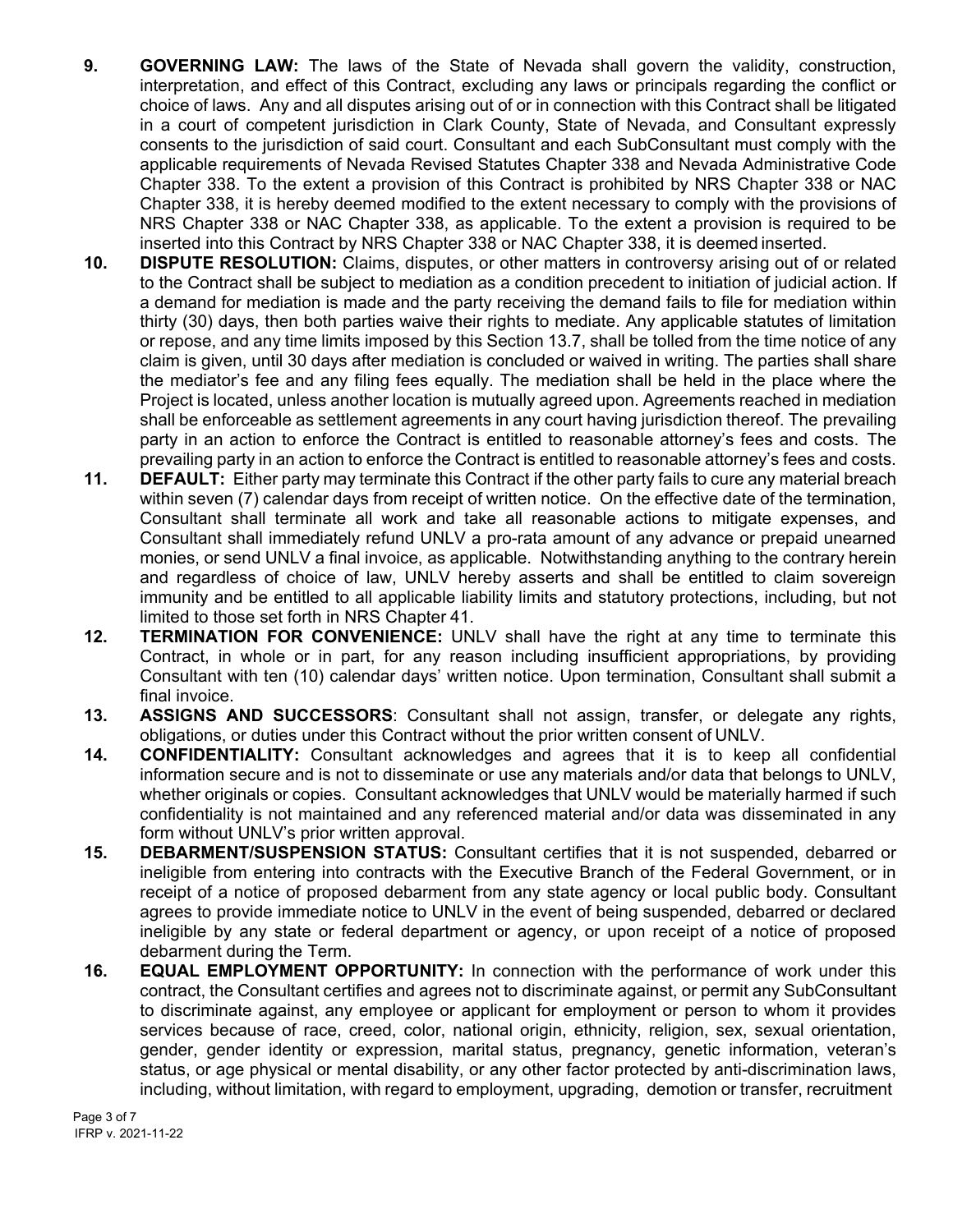**9. GOVERNING LAW:** The laws of the State of Nevada shall govern the validity, construction, interpretation, and effect of this Contract, excluding any laws or principals regarding the conflict or choice of laws. Any and all disputes arising out of or in connection with this Contract shall be litigated in a court of competent jurisdiction in Clark County, State of Nevada, and Consultant expressly consents to the jurisdiction of said court. Consultant and each SubConsultant must comply with the applicable requirements of Nevada Revised Statutes Chapter 338 and Nevada Administrative Code Chapter 338. To the extent a provision of this Contract is prohibited by NRS Chapter 338 or NAC Chapter 338, it is hereby deemed modified to the extent necessary to comply with the provisions of NRS Chapter 338 or NAC Chapter 338, as applicable. To the extent a provision is required to be inserted into this Contract by NRS Chapter 338 or NAC Chapter 338, it is deemed inserted.

**10. DISPUTE RESOLUTION:** Claims, disputes, or other matters in controversy arising out of or related to the Contract shall be subject to mediation as a condition precedent to initiation of judicial action. If a demand for mediation is made and the party receiving the demand fails to file for mediation within thirty (30) days, then both parties waive their rights to mediate. Any applicable statutes of limitation or repose, and any time limits imposed by this Section 13.7, shall be tolled from the time notice of any claim is given, until 30 days after mediation is concluded or waived in writing. The parties shall share the mediator's fee and any filing fees equally. The mediation shall be held in the place where the Project is located, unless another location is mutually agreed upon. Agreements reached in mediation shall be enforceable as settlement agreements in any court having jurisdiction thereof. The prevailing party in an action to enforce the Contract is entitled to reasonable attorney's fees and costs. The prevailing party in an action to enforce the Contract is entitled to reasonable attorney's fees and costs.

**11. DEFAULT:** Either party may terminate this Contract if the other party fails to cure any material breach within seven (7) calendar days from receipt of written notice. On the effective date of the termination, Consultant shall terminate all work and take all reasonable actions to mitigate expenses, and Consultant shall immediately refund UNLV a pro-rata amount of any advance or prepaid unearned monies, or send UNLV a final invoice, as applicable. Notwithstanding anything to the contrary herein and regardless of choice of law, UNLV hereby asserts and shall be entitled to claim sovereign immunity and be entitled to all applicable liability limits and statutory protections, including, but not limited to those set forth in NRS Chapter 41.

**12. TERMINATION FOR CONVENIENCE:** UNLV shall have the right at any time to terminate this Contract, in whole or in part, for any reason including insufficient appropriations, by providing Consultant with ten (10) calendar days' written notice. Upon termination, Consultant shall submit a final invoice.

**13. ASSIGNS AND SUCCESSORS**: Consultant shall not assign, transfer, or delegate any rights, obligations, or duties under this Contract without the prior written consent of UNLV.

**14. CONFIDENTIALITY:** Consultant acknowledges and agrees that it is to keep all confidential information secure and is not to disseminate or use any materials and/or data that belongs to UNLV, whether originals or copies. Consultant acknowledges that UNLV would be materially harmed if such confidentiality is not maintained and any referenced material and/or data was disseminated in any form without UNLV's prior written approval.

**15. DEBARMENT/SUSPENSION STATUS:** Consultant certifies that it is not suspended, debarred or ineligible from entering into contracts with the Executive Branch of the Federal Government, or in receipt of a notice of proposed debarment from any state agency or local public body. Consultant agrees to provide immediate notice to UNLV in the event of being suspended, debarred or declared ineligible by any state or federal department or agency, or upon receipt of a notice of proposed debarment during the Term.

**16. EQUAL EMPLOYMENT OPPORTUNITY:** In connection with the performance of work under this contract, the Consultant certifies and agrees not to discriminate against, or permit any SubConsultant to discriminate against, any employee or applicant for employment or person to whom it provides services because of race, creed, color, national origin, ethnicity, religion, sex, sexual orientation, gender, gender identity or expression, marital status, pregnancy, genetic information, veteran's status, or age physical or mental disability, or any other factor protected by anti-discrimination laws, including, without limitation, with regard to employment, upgrading, demotion or transfer, recruitment

IFRP v. 2021-11-22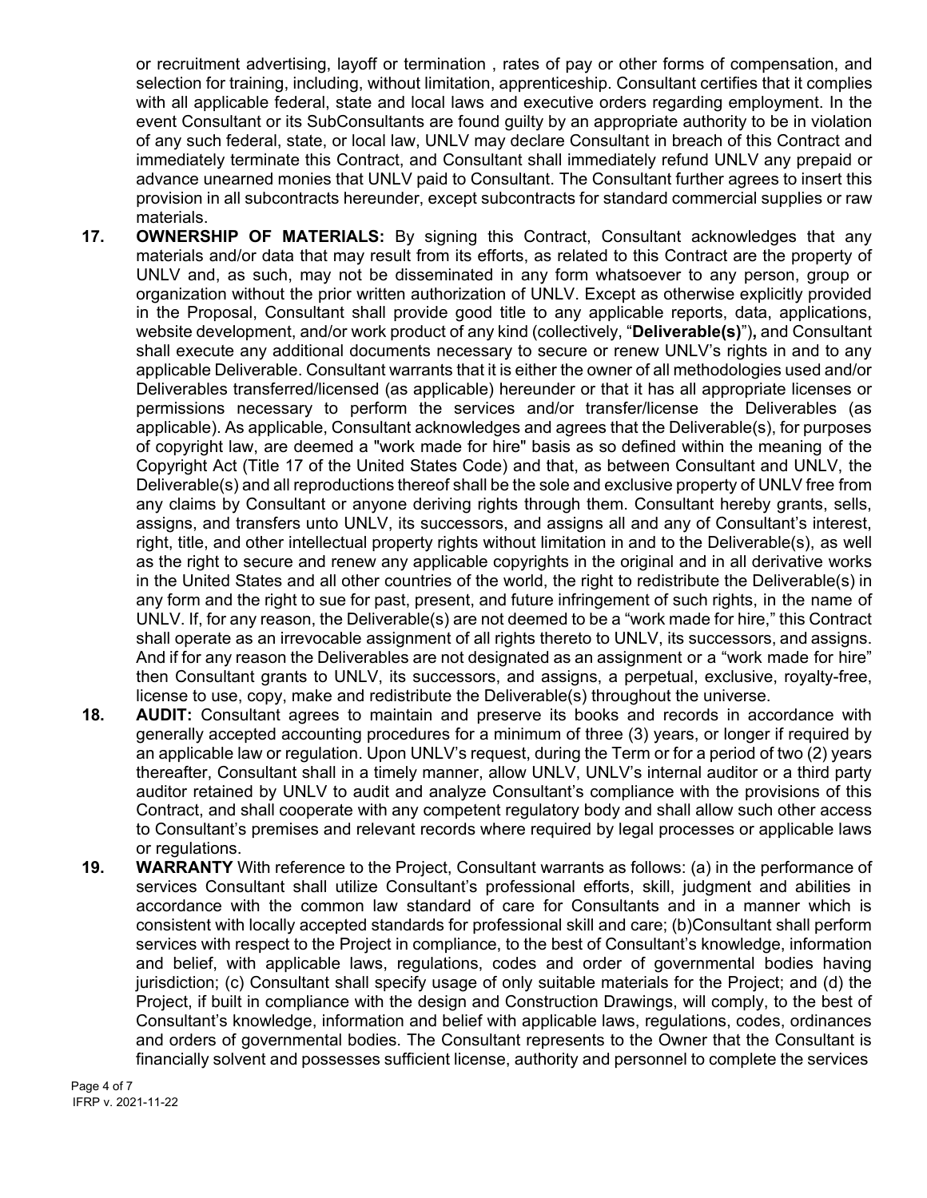or recruitment advertising, layoff or termination , rates of pay or other forms of compensation, and selection for training, including, without limitation, apprenticeship. Consultant certifies that it complies with all applicable federal, state and local laws and executive orders regarding employment. In the event Consultant or its SubConsultants are found guilty by an appropriate authority to be in violation of any such federal, state, or local law, UNLV may declare Consultant in breach of this Contract and immediately terminate this Contract, and Consultant shall immediately refund UNLV any prepaid or advance unearned monies that UNLV paid to Consultant. The Consultant further agrees to insert this provision in all subcontracts hereunder, except subcontracts for standard commercial supplies or raw materials.

17. **OWNERSHIP OF MATERIALS:** By signing this Contract, Consultant acknowledges that any materials and/or data that may result from its efforts, as related to this Contract are the property of UNLV and, as such, may not be disseminated in any form whatsoever to any person, group or organization without the prior written authorization of UNLV. Except as otherwise explicitly provided in the Proposal, Consultant shall provide good title to any applicable reports, data, applications, website development, and/or work product of any kind (collectively, "**Deliverable(s)**")**,** and Consultant shall execute any additional documents necessary to secure or renew UNLV's rights in and to any applicable Deliverable. Consultant warrants that it is either the owner of all methodologies used and/or Deliverables transferred/licensed (as applicable) hereunder or that it has all appropriate licenses or permissions necessary to perform the services and/or transfer/license the Deliverables (as applicable). As applicable, Consultant acknowledges and agrees that the Deliverable(s), for purposes of copyright law, are deemed a "work made for hire" basis as so defined within the meaning of the Copyright Act (Title 17 of the United States Code) and that, as between Consultant and UNLV, the Deliverable(s) and all reproductions thereof shall be the sole and exclusive property of UNLV free from any claims by Consultant or anyone deriving rights through them. Consultant hereby grants, sells, assigns, and transfers unto UNLV, its successors, and assigns all and any of Consultant's interest, right, title, and other intellectual property rights without limitation in and to the Deliverable(s), as well as the right to secure and renew any applicable copyrights in the original and in all derivative works in the United States and all other countries of the world, the right to redistribute the Deliverable(s) in any form and the right to sue for past, present, and future infringement of such rights, in the name of UNLV. If, for any reason, the Deliverable(s) are not deemed to be a "work made for hire," this Contract shall operate as an irrevocable assignment of all rights thereto to UNLV, its successors, and assigns. And if for any reason the Deliverables are not designated as an assignment or a "work made for hire" then Consultant grants to UNLV, its successors, and assigns, a perpetual, exclusive, royalty-free, license to use, copy, make and redistribute the Deliverable(s) throughout the universe.

18. **AUDIT:** Consultant agrees to maintain and preserve its books and records in accordance with generally accepted accounting procedures for a minimum of three (3) years, or longer if required by an applicable law or regulation. Upon UNLV's request, during the Term or for a period of two (2) years thereafter, Consultant shall in a timely manner, allow UNLV, UNLV's internal auditor or a third party auditor retained by UNLV to audit and analyze Consultant's compliance with the provisions of this Contract, and shall cooperate with any competent regulatory body and shall allow such other access to Consultant's premises and relevant records where required by legal processes or applicable laws or regulations.

19. **WARRANTY** With reference to the Project, Consultant warrants as follows: (a) in the performance of services Consultant shall utilize Consultant's professional efforts, skill, judgment and abilities in accordance with the common law standard of care for Consultants and in a manner which is consistent with locally accepted standards for professional skill and care; (b)Consultant shall perform services with respect to the Project in compliance, to the best of Consultant's knowledge, information and belief, with applicable laws, regulations, codes and order of governmental bodies having jurisdiction; (c) Consultant shall specify usage of only suitable materials for the Project; and (d) the Project, if built in compliance with the design and Construction Drawings, will comply, to the best of Consultant's knowledge, information and belief with applicable laws, regulations, codes, ordinances and orders of governmental bodies. The Consultant represents to the Owner that the Consultant is financially solvent and possesses sufficient license, authority and personnel to complete the services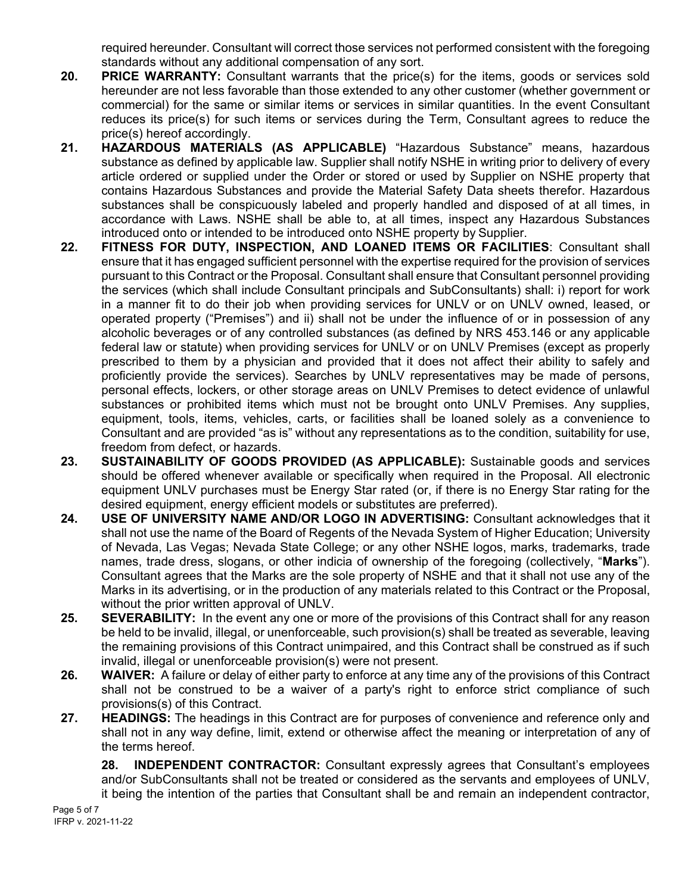required hereunder. Consultant will correct those services not performed consistent with the foregoing standards without any additional compensation of any sort.

20. **PRICE WARRANTY:** Consultant warrants that the price(s) for the items, goods or services sold hereunder are not less favorable than those extended to any other customer (whether government or commercial) for the same or similar items or services in similar quantities. In the event Consultant reduces its price(s) for such items or services during the Term, Consultant agrees to reduce the price(s) hereof accordingly.

21. **HAZARDOUS MATERIALS (AS APPLICABLE)** "Hazardous Substance" means, hazardous substance as defined by applicable law. Supplier shall notify NSHE in writing prior to delivery of every article ordered or supplied under the Order or stored or used by Supplier on NSHE property that contains Hazardous Substances and provide the Material Safety Data sheets therefor. Hazardous substances shall be conspicuously labeled and properly handled and disposed of at all times, in accordance with Laws. NSHE shall be able to, at all times, inspect any Hazardous Substances introduced onto or intended to be introduced onto NSHE property by Supplier.

22. **FITNESS FOR DUTY, INSPECTION, AND LOANED ITEMS OR FACILITIES**: Consultant shall ensure that it has engaged sufficient personnel with the expertise required for the provision of services pursuant to this Contract or the Proposal. Consultant shall ensure that Consultant personnel providing the services (which shall include Consultant principals and SubConsultants) shall: i) report for work in a manner fit to do their job when providing services for UNLV or on UNLV owned, leased, or operated property ("Premises") and ii) shall not be under the influence of or in possession of any alcoholic beverages or of any controlled substances (as defined by NRS 453.146 or any applicable federal law or statute) when providing services for UNLV or on UNLV Premises (except as properly prescribed to them by a physician and provided that it does not affect their ability to safely and proficiently provide the services). Searches by UNLV representatives may be made of persons, personal effects, lockers, or other storage areas on UNLV Premises to detect evidence of unlawful substances or prohibited items which must not be brought onto UNLV Premises. Any supplies, equipment, tools, items, vehicles, carts, or facilities shall be loaned solely as a convenience to Consultant and are provided "as is" without any representations as to the condition, suitability for use, freedom from defect, or hazards.

23. **SUSTAINABILITY OF GOODS PROVIDED (AS APPLICABLE):** Sustainable goods and services should be offered whenever available or specifically when required in the Proposal. All electronic equipment UNLV purchases must be Energy Star rated (or, if there is no Energy Star rating for the desired equipment, energy efficient models or substitutes are preferred).

24. **USE OF UNIVERSITY NAME AND/OR LOGO IN ADVERTISING:** Consultant acknowledges that it shall not use the name of the Board of Regents of the Nevada System of Higher Education; University of Nevada, Las Vegas; Nevada State College; or any other NSHE logos, marks, trademarks, trade names, trade dress, slogans, or other indicia of ownership of the foregoing (collectively, "**Marks**"). Consultant agrees that the Marks are the sole property of NSHE and that it shall not use any of the Marks in its advertising, or in the production of any materials related to this Contract or the Proposal, without the prior written approval of UNLV.

25. **SEVERABILITY:** In the event any one or more of the provisions of this Contract shall for any reason be held to be invalid, illegal, or unenforceable, such provision(s) shall be treated as severable, leaving the remaining provisions of this Contract unimpaired, and this Contract shall be construed as if such invalid, illegal or unenforceable provision(s) were not present.

26. **WAIVER:** A failure or delay of either party to enforce at any time any of the provisions of this Contract shall not be construed to be a waiver of a party's right to enforce strict compliance of such provisions(s) of this Contract.

27. **HEADINGS:** The headings in this Contract are for purposes of convenience and reference only and shall not in any way define, limit, extend or otherwise affect the meaning or interpretation of any of the terms hereof.

28. **INDEPENDENT CONTRACTOR:** Consultant expressly agrees that Consultant's employees and/or SubConsultants shall not be treated or considered as the servants and employees of UNLV, it being the intention of the parties that Consultant shall be and remain an independent contractor,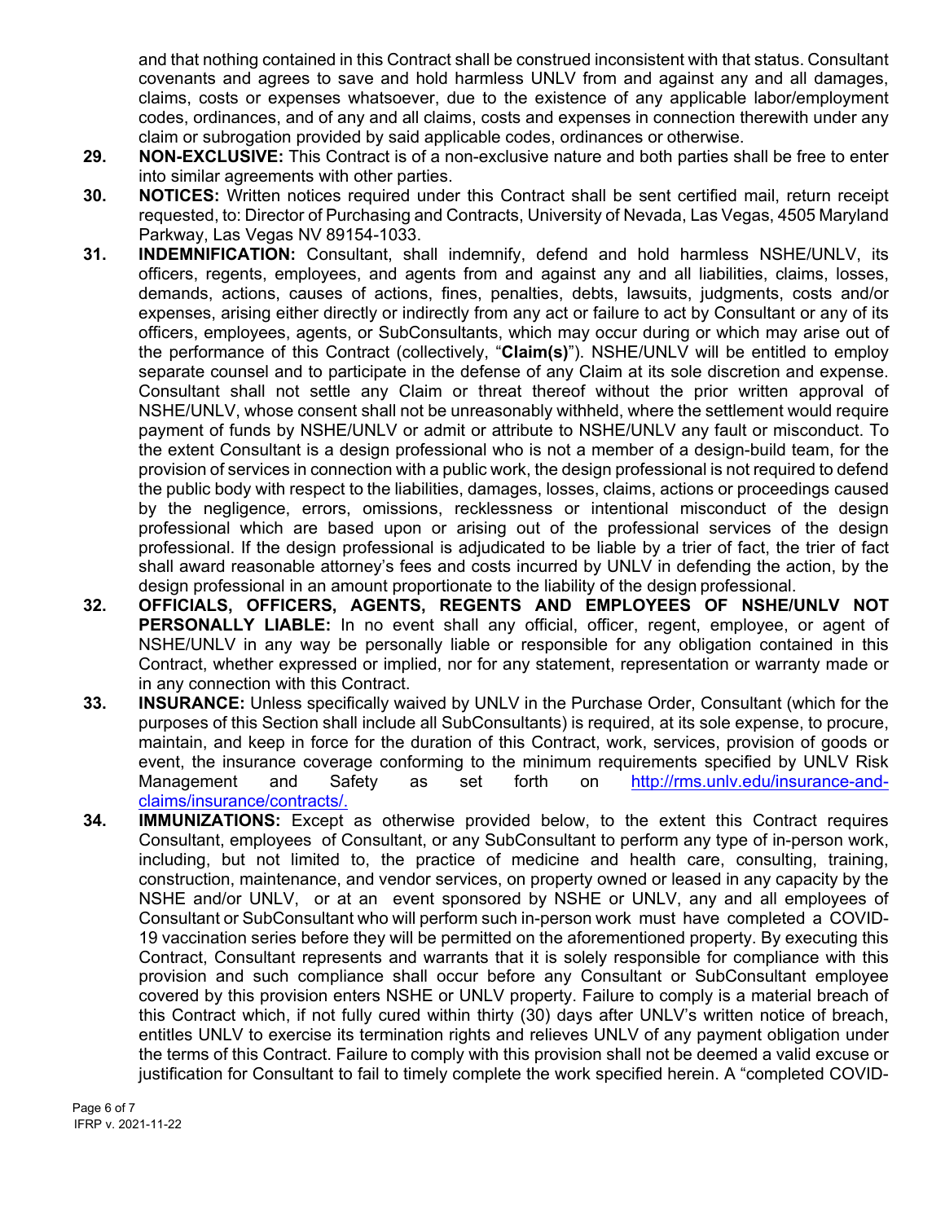and that nothing contained in this Contract shall be construed inconsistent with that status. Consultant covenants and agrees to save and hold harmless UNLV from and against any and all damages, claims, costs or expenses whatsoever, due to the existence of any applicable labor/employment codes, ordinances, and of any and all claims, costs and expenses in connection therewith under any claim or subrogation provided by said applicable codes, ordinances or otherwise.

29. **NON-EXCLUSIVE:** This Contract is of a non-exclusive nature and both parties shall be free to enter into similar agreements with other parties.

30. **NOTICES:** Written notices required under this Contract shall be sent certified mail, return receipt requested, to: Director of Purchasing and Contracts, University of Nevada, Las Vegas, 4505 Maryland Parkway, Las Vegas NV 89154-1033.

31. **INDEMNIFICATION:** Consultant, shall indemnify, defend and hold harmless NSHE/UNLV, its officers, regents, employees, and agents from and against any and all liabilities, claims, losses, demands, actions, causes of actions, fines, penalties, debts, lawsuits, judgments, costs and/or expenses, arising either directly or indirectly from any act or failure to act by Consultant or any of its officers, employees, agents, or SubConsultants, which may occur during or which may arise out of the performance of this Contract (collectively, "**Claim(s)**"). NSHE/UNLV will be entitled to employ separate counsel and to participate in the defense of any Claim at its sole discretion and expense. Consultant shall not settle any Claim or threat thereof without the prior written approval of NSHE/UNLV, whose consent shall not be unreasonably withheld, where the settlement would require payment of funds by NSHE/UNLV or admit or attribute to NSHE/UNLV any fault or misconduct. To the extent Consultant is a design professional who is not a member of a design-build team, for the provision of services in connection with a public work, the design professional is not required to defend the public body with respect to the liabilities, damages, losses, claims, actions or proceedings caused by the negligence, errors, omissions, recklessness or intentional misconduct of the design professional which are based upon or arising out of the professional services of the design professional. If the design professional is adjudicated to be liable by a trier of fact, the trier of fact shall award reasonable attorney's fees and costs incurred by UNLV in defending the action, by the design professional in an amount proportionate to the liability of the design professional.

32. **OFFICIALS, OFFICERS, AGENTS, REGENTS AND EMPLOYEES OF NSHE/UNLV NOT PERSONALLY LIABLE:** In no event shall any official, officer, regent, employee, or agent of NSHE/UNLV in any way be personally liable or responsible for any obligation contained in this Contract, whether expressed or implied, nor for any statement, representation or warranty made or in any connection with this Contract.

33. **INSURANCE:** Unless specifically waived by UNLV in the Purchase Order, Consultant (which for the purposes of this Section shall include all SubConsultants) is required, at its sole expense, to procure, maintain, and keep in force for the duration of this Contract, work, services, provision of goods or event, the insurance coverage conforming to the minimum requirements specified by UNLV Risk Management and Safety as set forth on [http://rms.unlv.edu/insurance-and-claims/insurance/contracts/.](http://rms.unlv.edu/insurance-and-claims/insurance/contracts/)

34. **IMMUNIZATIONS:** Except as otherwise provided below, to the extent this Contract requires Consultant, employees of Consultant, or any SubConsultant to perform any type of in-person work, including, but not limited to, the practice of medicine and health care, consulting, training, construction, maintenance, and vendor services, on property owned or leased in any capacity by the NSHE and/or UNLV, or at an event sponsored by NSHE or UNLV, any and all employees of Consultant or SubConsultant who will perform such in-person work must have completed a COVID-19 vaccination series before they will be permitted on the aforementioned property. By executing this Contract, Consultant represents and warrants that it is solely responsible for compliance with this provision and such compliance shall occur before any Consultant or SubConsultant employee covered by this provision enters NSHE or UNLV property. Failure to comply is a material breach of this Contract which, if not fully cured within thirty (30) days after UNLV's written notice of breach, entitles UNLV to exercise its termination rights and relieves UNLV of any payment obligation under the terms of this Contract. Failure to comply with this provision shall not be deemed a valid excuse or justification for Consultant to fail to timely complete the work specified herein. A "completed COVID-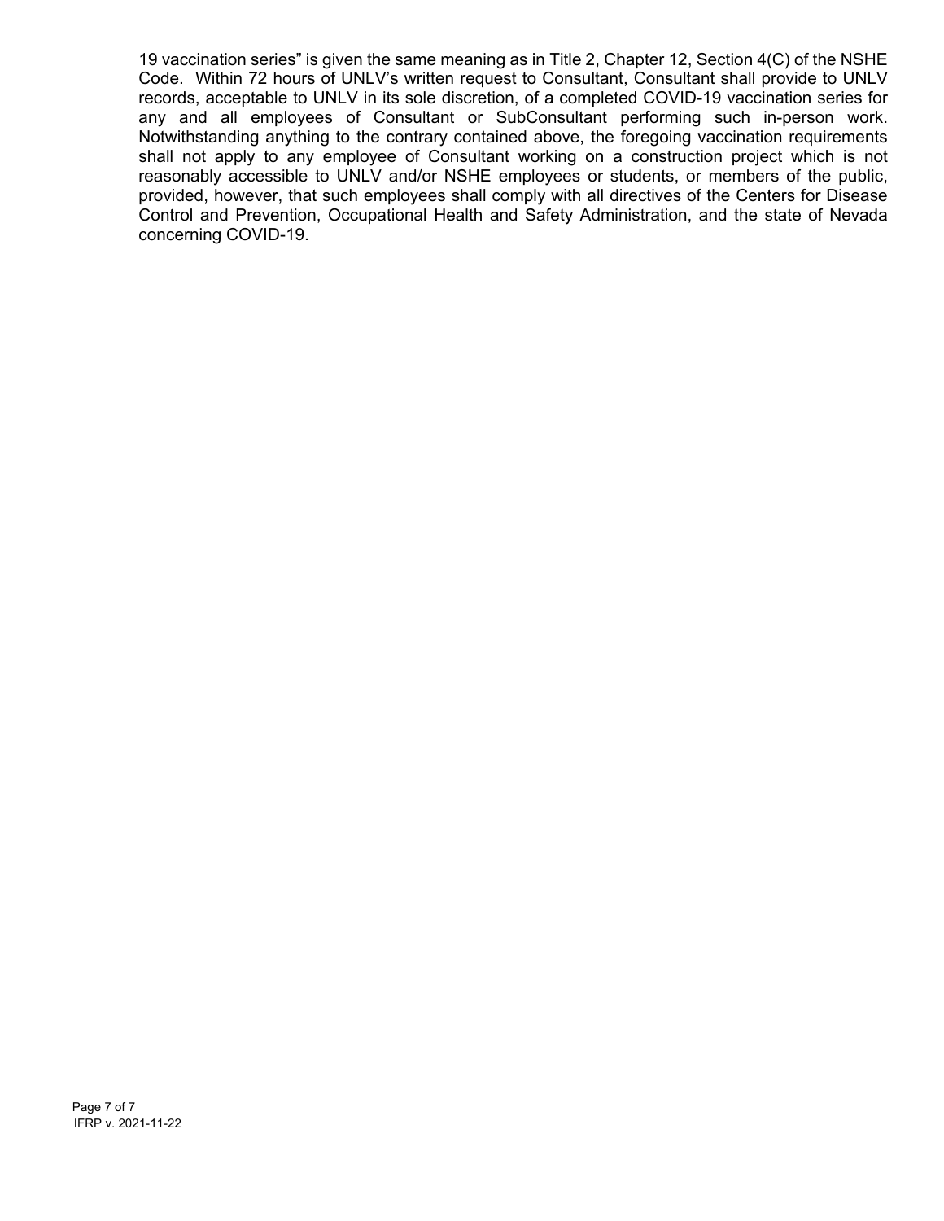19 vaccination series" is given the same meaning as in Title 2, Chapter 12, Section 4(C) of the NSHE Code. Within 72 hours of UNLV's written request to Consultant, Consultant shall provide to UNLV records, acceptable to UNLV in its sole discretion, of a completed COVID-19 vaccination series for any and all employees of Consultant or SubConsultant performing such in-person work. Notwithstanding anything to the contrary contained above, the foregoing vaccination requirements shall not apply to any employee of Consultant working on a construction project which is not reasonably accessible to UNLV and/or NSHE employees or students, or members of the public, provided, however, that such employees shall comply with all directives of the Centers for Disease Control and Prevention, Occupational Health and Safety Administration, and the state of Nevada concerning COVID-19.